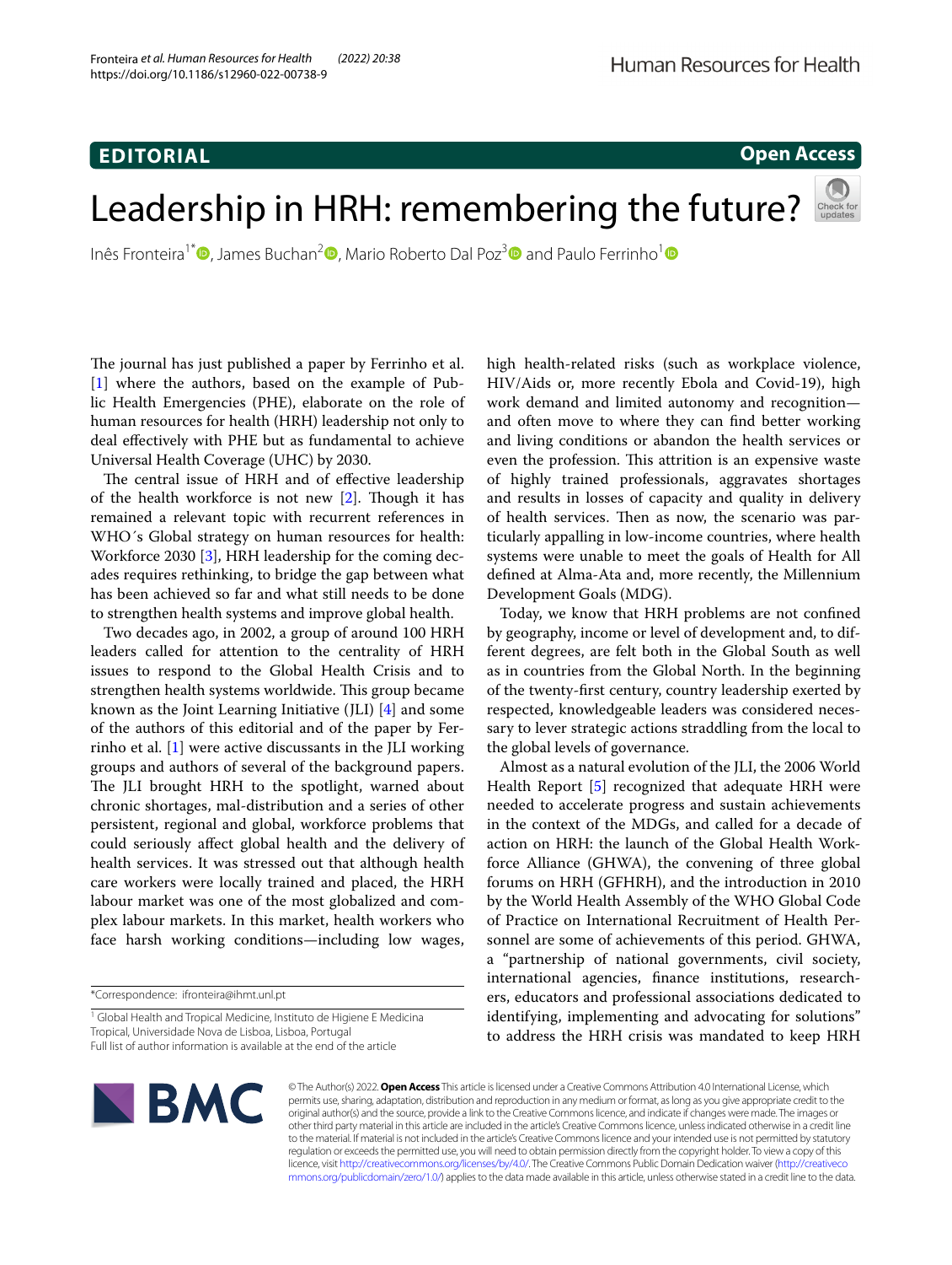**EDITORIAL**

**Open Access**

# Leadership in HRH: remembering the future?

Inês Fronteira[1*], James Buchan[2], Mario Roberto Dal Poz[3] and Paulo Ferrinho[1]

The journal has just published a paper by Ferrinho et al. [1] where the authors, based on the example of Public Health Emergencies (PHE), elaborate on the role of human resources for health (HRH) leadership not only to deal effectively with PHE but as fundamental to achieve Universal Health Coverage (UHC) by 2030.

The central issue of HRH and of effective leadership of the health workforce is not new [2]. Though it has remained a relevant topic with recurrent references in WHO´s Global strategy on human resources for health: Workforce 2030 [3], HRH leadership for the coming decades requires rethinking, to bridge the gap between what has been achieved so far and what still needs to be done to strengthen health systems and improve global health.

Two decades ago, in 2002, a group of around 100 HRH leaders called for attention to the centrality of HRH issues to respond to the Global Health Crisis and to strengthen health systems worldwide. This group became known as the Joint Learning Initiative (JLI) [4] and some of the authors of this editorial and of the paper by Ferrinho et al. [1] were active discussants in the JLI working groups and authors of several of the background papers. The JLI brought HRH to the spotlight, warned about chronic shortages, mal-distribution and a series of other persistent, regional and global, workforce problems that could seriously affect global health and the delivery of health services. It was stressed out that although health care workers were locally trained and placed, the HRH labour market was one of the most globalized and complex labour markets. In this market, health workers who face harsh working conditions—including low wages, high health-related risks (such as workplace violence, HIV/Aids or, more recently Ebola and Covid-19), high work demand and limited autonomy and recognition—and often move to where they can find better working and living conditions or abandon the health services or even the profession. This attrition is an expensive waste of highly trained professionals, aggravates shortages and results in losses of capacity and quality in delivery of health services. Then as now, the scenario was particularly appalling in low-income countries, where health systems were unable to meet the goals of Health for All defined at Alma-Ata and, more recently, the Millennium Development Goals (MDG).

Today, we know that HRH problems are not confined by geography, income or level of development and, to different degrees, are felt both in the Global South as well as in countries from the Global North. In the beginning of the twenty-first century, country leadership exerted by respected, knowledgeable leaders was considered necessary to lever strategic actions straddling from the local to the global levels of governance.

Almost as a natural evolution of the JLI, the 2006 World Health Report [5] recognized that adequate HRH were needed to accelerate progress and sustain achievements in the context of the MDGs, and called for a decade of action on HRH: the launch of the Global Health Workforce Alliance (GHWA), the convening of three global forums on HRH (GFHRH), and the introduction in 2010 by the World Health Assembly of the WHO Global Code of Practice on International Recruitment of Health Personnel are some of achievements of this period. GHWA, a "partnership of national governments, civil society, international agencies, finance institutions, researchers, educators and professional associations dedicated to identifying, implementing and advocating for solutions" to address the HRH crisis was mandated to keep HRH

*Correspondence: ifronteira@ihmt.unl.pt

[1] Global Health and Tropical Medicine, Instituto de Higiene E Medicina Tropical, Universidade Nova de Lisboa, Lisboa, Portugal

Full list of author information is available at the end of the article

© The Author(s) 2022. **Open Access** This article is licensed under a Creative Commons Attribution 4.0 International License, which permits use, sharing, adaptation, distribution and reproduction in any medium or format, as long as you give appropriate credit to the original author(s) and the source, provide a link to the Creative Commons licence, and indicate if changes were made. The images or other third party material in this article are included in the article's Creative Commons licence, unless indicated otherwise in a credit line to the material. If material is not included in the article's Creative Commons licence and your intended use is not permitted by statutory regulation or exceeds the permitted use, you will need to obtain permission directly from the copyright holder. To view a copy of this licence, visit http://creativecommons.org/licenses/by/4.0/. The Creative Commons Public Domain Dedication waiver (http://creativecommons.org/publicdomain/zero/1.0/) applies to the data made available in this article, unless otherwise stated in a credit line to the data.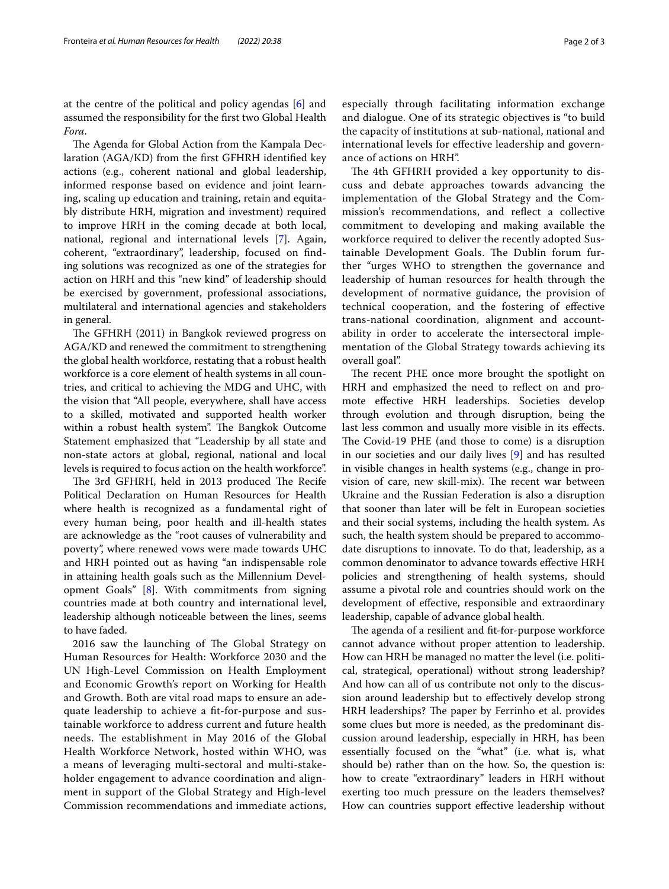at the centre of the political and policy agendas [6] and assumed the responsibility for the first two Global Health *Fora*.

The Agenda for Global Action from the Kampala Declaration (AGA/KD) from the first GFHRH identified key actions (e.g., coherent national and global leadership, informed response based on evidence and joint learning, scaling up education and training, retain and equitably distribute HRH, migration and investment) required to improve HRH in the coming decade at both local, national, regional and international levels [7]. Again, coherent, "extraordinary", leadership, focused on finding solutions was recognized as one of the strategies for action on HRH and this "new kind" of leadership should be exercised by government, professional associations, multilateral and international agencies and stakeholders in general.

The GFHRH (2011) in Bangkok reviewed progress on AGA/KD and renewed the commitment to strengthening the global health workforce, restating that a robust health workforce is a core element of health systems in all countries, and critical to achieving the MDG and UHC, with the vision that "All people, everywhere, shall have access to a skilled, motivated and supported health worker within a robust health system". The Bangkok Outcome Statement emphasized that "Leadership by all state and non-state actors at global, regional, national and local levels is required to focus action on the health workforce".

The 3rd GFHRH, held in 2013 produced The Recife Political Declaration on Human Resources for Health where health is recognized as a fundamental right of every human being, poor health and ill-health states are acknowledge as the "root causes of vulnerability and poverty", where renewed vows were made towards UHC and HRH pointed out as having "an indispensable role in attaining health goals such as the Millennium Development Goals" [8]. With commitments from signing countries made at both country and international level, leadership although noticeable between the lines, seems to have faded.

2016 saw the launching of The Global Strategy on Human Resources for Health: Workforce 2030 and the UN High-Level Commission on Health Employment and Economic Growth's report on Working for Health and Growth. Both are vital road maps to ensure an adequate leadership to achieve a fit-for-purpose and sustainable workforce to address current and future health needs. The establishment in May 2016 of the Global Health Workforce Network, hosted within WHO, was a means of leveraging multi-sectoral and multi-stakeholder engagement to advance coordination and alignment in support of the Global Strategy and High-level Commission recommendations and immediate actions, especially through facilitating information exchange and dialogue. One of its strategic objectives is "to build the capacity of institutions at sub-national, national and international levels for effective leadership and governance of actions on HRH".

The 4th GFHRH provided a key opportunity to discuss and debate approaches towards advancing the implementation of the Global Strategy and the Commission's recommendations, and reflect a collective commitment to developing and making available the workforce required to deliver the recently adopted Sustainable Development Goals. The Dublin forum further "urges WHO to strengthen the governance and leadership of human resources for health through the development of normative guidance, the provision of technical cooperation, and the fostering of effective trans-national coordination, alignment and accountability in order to accelerate the intersectoral implementation of the Global Strategy towards achieving its overall goal".

The recent PHE once more brought the spotlight on HRH and emphasized the need to reflect on and promote effective HRH leaderships. Societies develop through evolution and through disruption, being the last less common and usually more visible in its effects. The Covid-19 PHE (and those to come) is a disruption in our societies and our daily lives [9] and has resulted in visible changes in health systems (e.g., change in provision of care, new skill-mix). The recent war between Ukraine and the Russian Federation is also a disruption that sooner than later will be felt in European societies and their social systems, including the health system. As such, the health system should be prepared to accommodate disruptions to innovate. To do that, leadership, as a common denominator to advance towards effective HRH policies and strengthening of health systems, should assume a pivotal role and countries should work on the development of effective, responsible and extraordinary leadership, capable of advance global health.

The agenda of a resilient and fit-for-purpose workforce cannot advance without proper attention to leadership. How can HRH be managed no matter the level (i.e. political, strategical, operational) without strong leadership? And how can all of us contribute not only to the discussion around leadership but to effectively develop strong HRH leaderships? The paper by Ferrinho et al. provides some clues but more is needed, as the predominant discussion around leadership, especially in HRH, has been essentially focused on the "what" (i.e. what is, what should be) rather than on the how. So, the question is: how to create "extraordinary" leaders in HRH without exerting too much pressure on the leaders themselves? How can countries support effective leadership without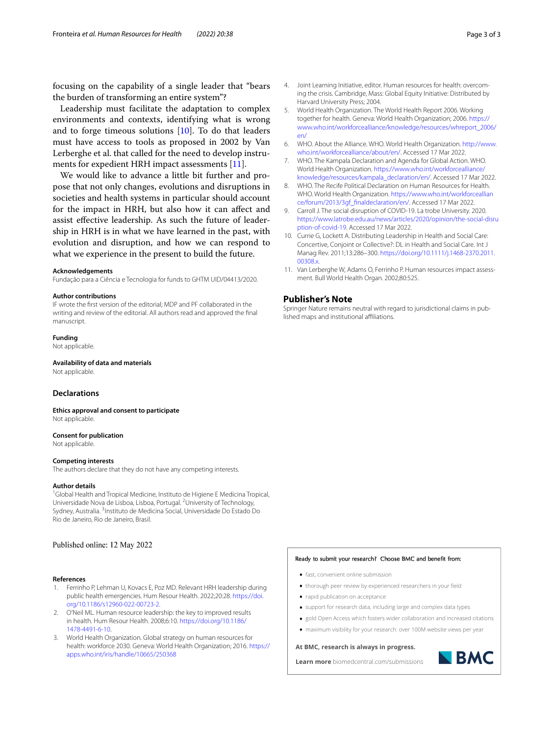focusing on the capability of a single leader that "bears the burden of transforming an entire system"?

Leadership must facilitate the adaptation to complex environments and contexts, identifying what is wrong and to forge timeous solutions [10]. To do that leaders must have access to tools as proposed in 2002 by Van Lerberghe et al. that called for the need to develop instruments for expedient HRH impact assessments [11].

We would like to advance a little bit further and propose that not only changes, evolutions and disruptions in societies and health systems in particular should account for the impact in HRH, but also how it can affect and assist effective leadership. As such the future of leadership in HRH is in what we have learned in the past, with evolution and disruption, and how we can respond to what we experience in the present to build the future.

**Acknowledgements**

Fundação para a Ciência e Tecnologia for funds to GHTM UID/04413/2020.

**Author contributions**

IF wrote the first version of the editorial; MDP and PF collaborated in the writing and review of the editorial. All authors read and approved the final manuscript.

**Funding**

Not applicable.

**Availability of data and materials**

Not applicable.

## Declarations

**Ethics approval and consent to participate**

Not applicable.

**Consent for publication**

Not applicable.

**Competing interests**

The authors declare that they do not have any competing interests.

**Author details**

[1]Global Health and Tropical Medicine, Instituto de Higiene E Medicina Tropical, Universidade Nova de Lisboa, Lisboa, Portugal. [2]University of Technology, Sydney, Australia. [3]Instituto de Medicina Social, Universidade Do Estado Do Rio de Janeiro, Rio de Janeiro, Brasil.

Published online: 12 May 2022

**References**

1. Ferrinho P, Lehman U, Kovacs E, Poz MD. Relevant HRH leadership during public health emergencies. Hum Resour Health. 2022;20:28. https://doi.org/10.1186/s12960-022-00723-2.
2. O'Neil ML. Human resource leadership: the key to improved results in health. Hum Resour Health. 2008;6:10. https://doi.org/10.1186/1478-4491-6-10.
3. World Health Organization. Global strategy on human resources for health: workforce 2030. Geneva: World Health Organization; 2016. https://apps.who.int/iris/handle/10665/250368
4. Joint Learning Initiative, editor. Human resources for health: overcoming the crisis. Cambridge, Mass: Global Equity Initiative: Distributed by Harvard University Press; 2004.
5. World Health Organization. The World Health Report 2006. Working together for health. Geneva: World Health Organization; 2006. https://www.who.int/workforcealliance/knowledge/resources/whreport_2006/en/
6. WHO. About the Alliance. WHO. World Health Organization. http://www.who.int/workforcealliance/about/en/. Accessed 17 Mar 2022.
7. WHO. The Kampala Declaration and Agenda for Global Action. WHO. World Health Organization. https://www.who.int/workforcealliance/knowledge/resources/kampala_declaration/en/. Accessed 17 Mar 2022.
8. WHO. The Recife Political Declaration on Human Resources for Health. WHO. World Health Organization. https://www.who.int/workforcealliance/forum/2013/3gf_finaldeclaration/en/. Accessed 17 Mar 2022.
9. Carroll J. The social disruption of COVID-19. La trobe University. 2020. https://www.latrobe.edu.au/news/articles/2020/opinion/the-social-disruption-of-covid-19. Accessed 17 Mar 2022.
10. Currie G, Lockett A. Distributing Leadership in Health and Social Care: Concertive, Conjoint or Collective?: DL in Health and Social Care. Int J Manag Rev. 2011;13:286–300. https://doi.org/10.1111/j.1468-2370.2011.00308.x.
11. Van Lerberghe W, Adams O, Ferrinho P. Human resources impact assessment. Bull World Health Organ. 2002;80:525.

## Publisher's Note

Springer Nature remains neutral with regard to jurisdictional claims in published maps and institutional affiliations.